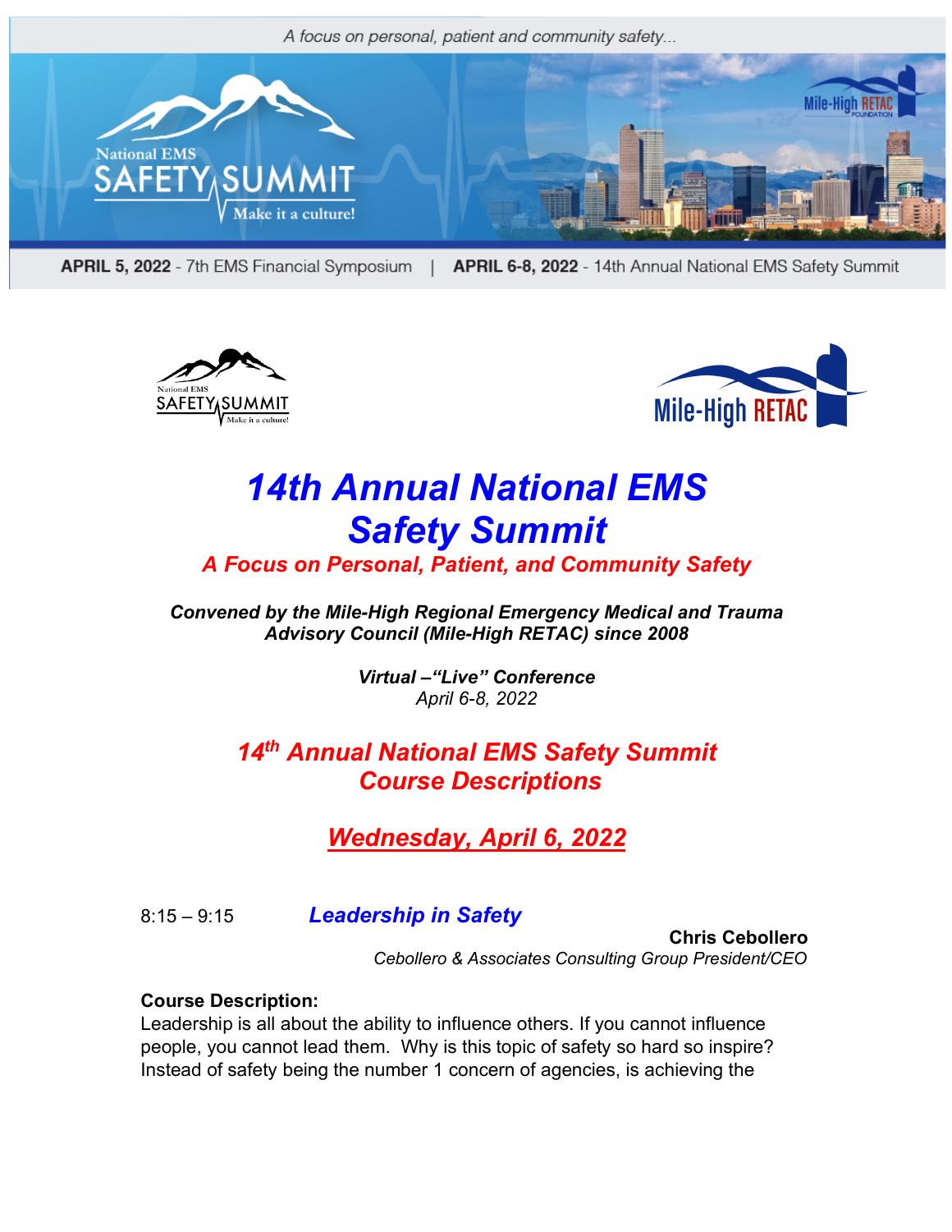A focus on personal, patient and community safety...

**APRIL 5, 2022** - 7th EMS Financial Symposium | **APRIL 6-8, 2022** - 14th Annual National EMS Safety Summit

# *14th Annual National EMS Safety Summit*

## *A Focus on Personal, Patient, and Community Safety*

***Convened by the Mile-High Regional Emergency Medical and Trauma Advisory Council (Mile-High RETAC) since 2008***

***Virtual –"Live" Conference***
*April 6-8, 2022*

## *14th Annual National EMS Safety Summit Course Descriptions*

## *Wednesday, April 6, 2022*

8:15 – 9:15 ***Leadership in Safety***

**Chris Cebollero**
*Cebollero & Associates Consulting Group President/CEO*

**Course Description:**
Leadership is all about the ability to influence others. If you cannot influence people, you cannot lead them. Why is this topic of safety so hard so inspire? Instead of safety being the number 1 concern of agencies, is achieving the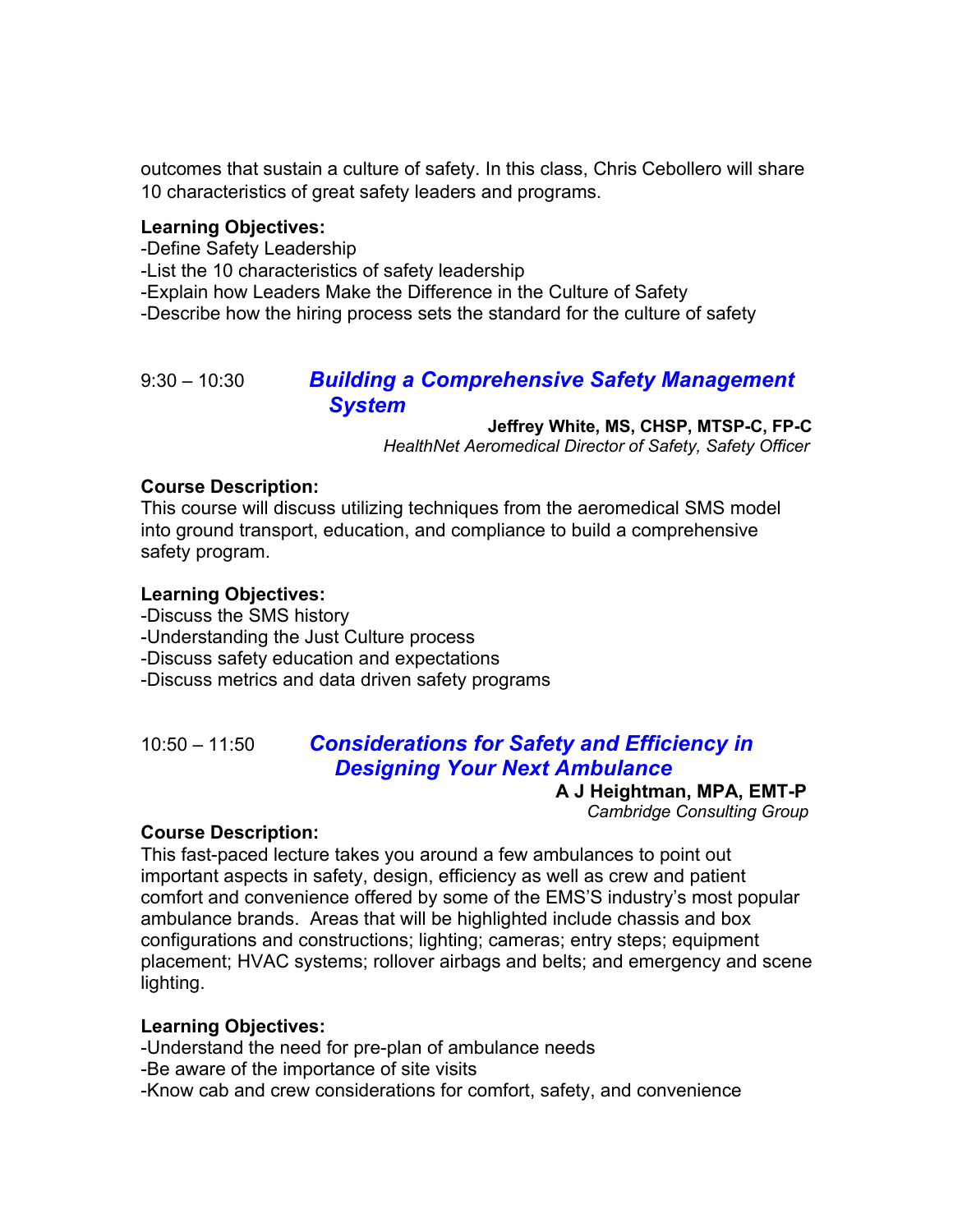outcomes that sustain a culture of safety. In this class, Chris Cebollero will share 10 characteristics of great safety leaders and programs.

**Learning Objectives:**

-Define Safety Leadership
-List the 10 characteristics of safety leadership
-Explain how Leaders Make the Difference in the Culture of Safety
-Describe how the hiring process sets the standard for the culture of safety

## 9:30 – 10:30 *Building a Comprehensive Safety Management System*

**Jeffrey White, MS, CHSP, MTSP-C, FP-C**
*HealthNet Aeromedical Director of Safety, Safety Officer*

**Course Description:**
This course will discuss utilizing techniques from the aeromedical SMS model into ground transport, education, and compliance to build a comprehensive safety program.

**Learning Objectives:**

-Discuss the SMS history
-Understanding the Just Culture process
-Discuss safety education and expectations
-Discuss metrics and data driven safety programs

## 10:50 – 11:50 *Considerations for Safety and Efficiency in Designing Your Next Ambulance*

**A J Heightman, MPA, EMT-P**
*Cambridge Consulting Group*

**Course Description:**
This fast-paced lecture takes you around a few ambulances to point out important aspects in safety, design, efficiency as well as crew and patient comfort and convenience offered by some of the EMS'S industry's most popular ambulance brands. Areas that will be highlighted include chassis and box configurations and constructions; lighting; cameras; entry steps; equipment placement; HVAC systems; rollover airbags and belts; and emergency and scene lighting.

**Learning Objectives:**

-Understand the need for pre-plan of ambulance needs
-Be aware of the importance of site visits
-Know cab and crew considerations for comfort, safety, and convenience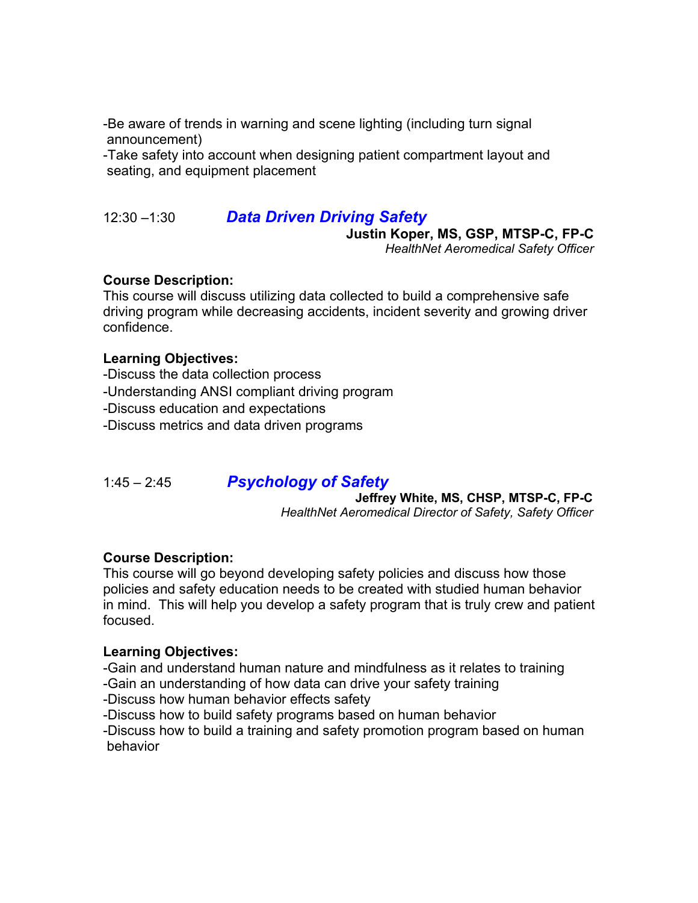-Be aware of trends in warning and scene lighting (including turn signal announcement)
-Take safety into account when designing patient compartment layout and seating, and equipment placement

## 12:30 –1:30 *Data Driven Driving Safety*

**Justin Koper, MS, GSP, MTSP-C, FP-C**
*HealthNet Aeromedical Safety Officer*

**Course Description:**
This course will discuss utilizing data collected to build a comprehensive safe driving program while decreasing accidents, incident severity and growing driver confidence.

**Learning Objectives:**
-Discuss the data collection process
-Understanding ANSI compliant driving program
-Discuss education and expectations
-Discuss metrics and data driven programs

## 1:45 – 2:45 *Psychology of Safety*

**Jeffrey White, MS, CHSP, MTSP-C, FP-C**
*HealthNet Aeromedical Director of Safety, Safety Officer*

**Course Description:**
This course will go beyond developing safety policies and discuss how those policies and safety education needs to be created with studied human behavior in mind. This will help you develop a safety program that is truly crew and patient focused.

**Learning Objectives:**
-Gain and understand human nature and mindfulness as it relates to training
-Gain an understanding of how data can drive your safety training
-Discuss how human behavior effects safety
-Discuss how to build safety programs based on human behavior
-Discuss how to build a training and safety promotion program based on human behavior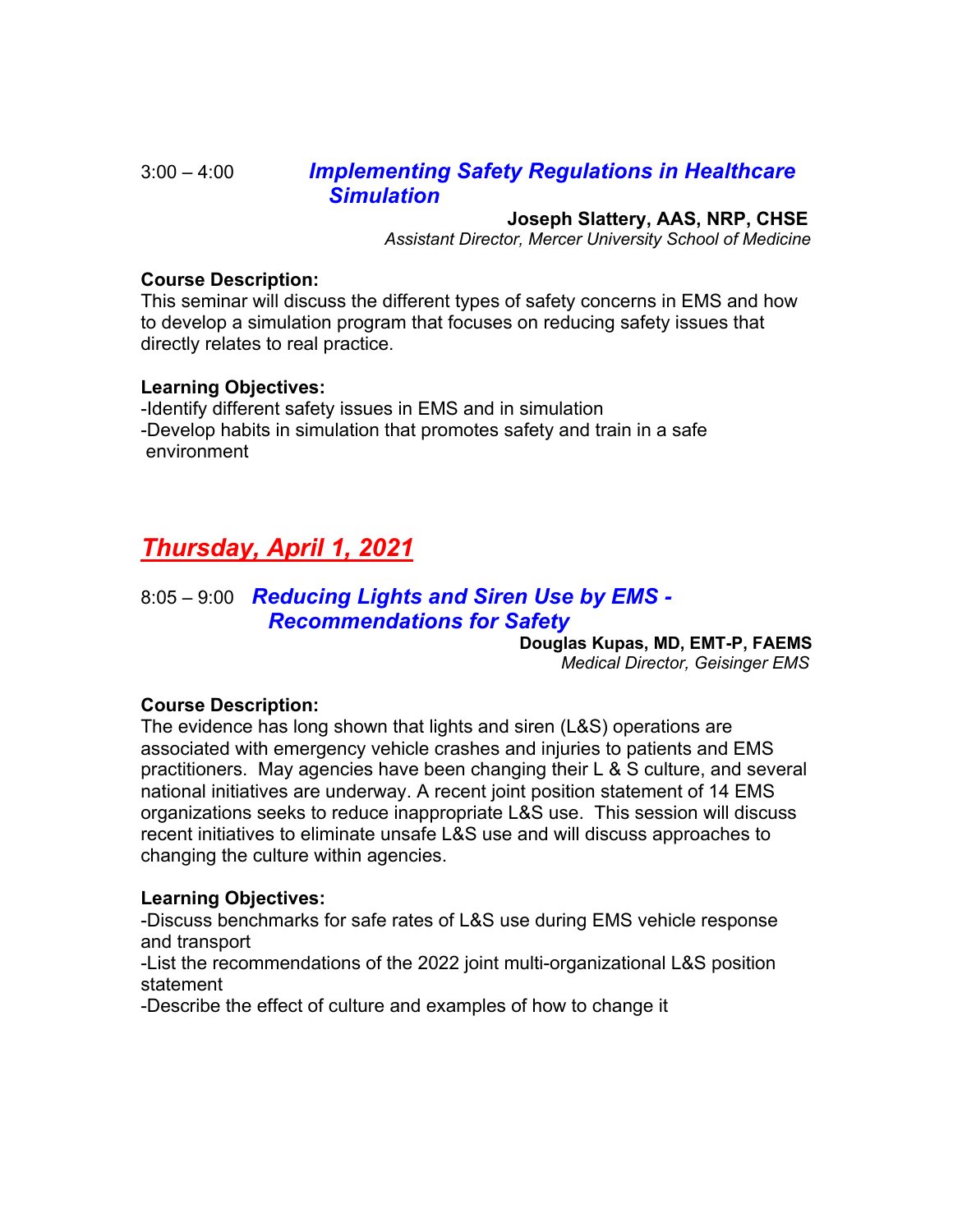3:00 – 4:00 ***Implementing Safety Regulations in Healthcare Simulation***

**Joseph Slattery, AAS, NRP, CHSE**
*Assistant Director, Mercer University School of Medicine*

**Course Description:**
This seminar will discuss the different types of safety concerns in EMS and how to develop a simulation program that focuses on reducing safety issues that directly relates to real practice.

**Learning Objectives:**
-Identify different safety issues in EMS and in simulation
-Develop habits in simulation that promotes safety and train in a safe environment

## ***Thursday, April 1, 2021***

8:05 – 9:00 ***Reducing Lights and Siren Use by EMS - Recommendations for Safety***

**Douglas Kupas, MD, EMT-P, FAEMS**
*Medical Director, Geisinger EMS*

**Course Description:**
The evidence has long shown that lights and siren (L&S) operations are associated with emergency vehicle crashes and injuries to patients and EMS practitioners. May agencies have been changing their L & S culture, and several national initiatives are underway. A recent joint position statement of 14 EMS organizations seeks to reduce inappropriate L&S use. This session will discuss recent initiatives to eliminate unsafe L&S use and will discuss approaches to changing the culture within agencies.

**Learning Objectives:**
-Discuss benchmarks for safe rates of L&S use during EMS vehicle response and transport
-List the recommendations of the 2022 joint multi-organizational L&S position statement
-Describe the effect of culture and examples of how to change it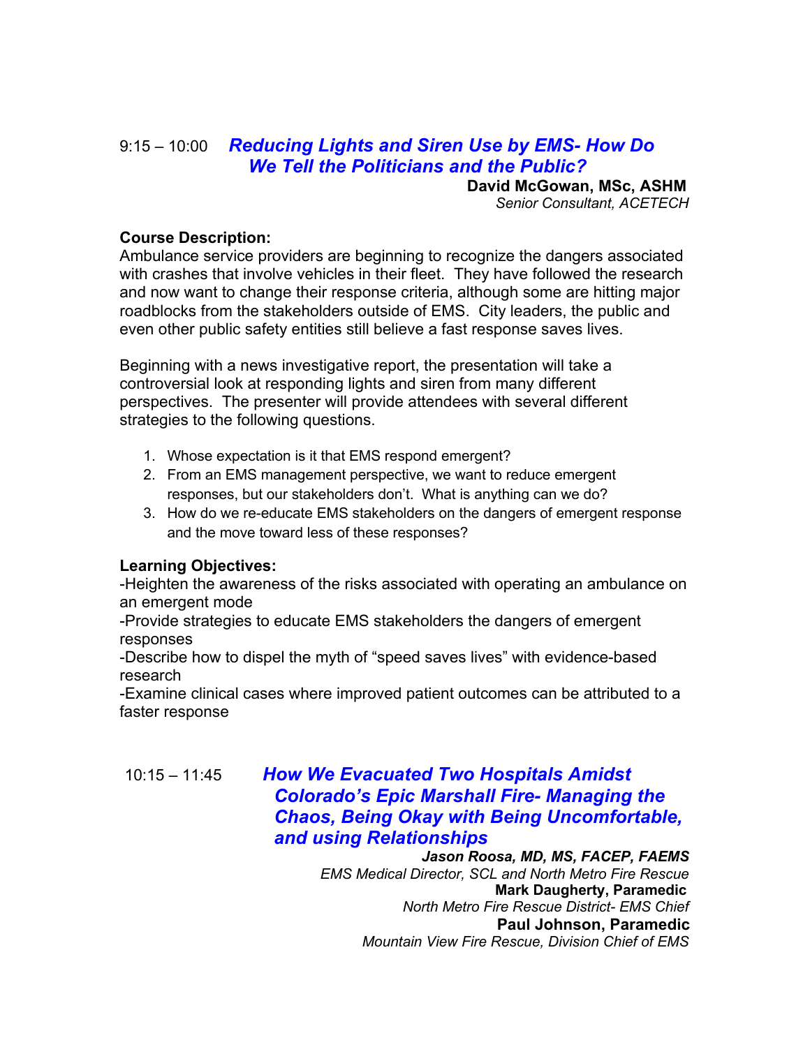9:15 – 10:00 ***Reducing Lights and Siren Use by EMS- How Do We Tell the Politicians and the Public?***

**David McGowan, MSc, ASHM**
*Senior Consultant, ACETECH*

**Course Description:**
Ambulance service providers are beginning to recognize the dangers associated with crashes that involve vehicles in their fleet. They have followed the research and now want to change their response criteria, although some are hitting major roadblocks from the stakeholders outside of EMS. City leaders, the public and even other public safety entities still believe a fast response saves lives.

Beginning with a news investigative report, the presentation will take a controversial look at responding lights and siren from many different perspectives. The presenter will provide attendees with several different strategies to the following questions.

1. Whose expectation is it that EMS respond emergent?
2. From an EMS management perspective, we want to reduce emergent responses, but our stakeholders don't. What is anything can we do?
3. How do we re-educate EMS stakeholders on the dangers of emergent response and the move toward less of these responses?

**Learning Objectives:**
-Heighten the awareness of the risks associated with operating an ambulance on an emergent mode
-Provide strategies to educate EMS stakeholders the dangers of emergent responses
-Describe how to dispel the myth of "speed saves lives" with evidence-based research
-Examine clinical cases where improved patient outcomes can be attributed to a faster response

10:15 – 11:45 ***How We Evacuated Two Hospitals Amidst Colorado's Epic Marshall Fire- Managing the Chaos, Being Okay with Being Uncomfortable, and using Relationships***

***Jason Roosa, MD, MS, FACEP, FAEMS***
*EMS Medical Director, SCL and North Metro Fire Rescue*
**Mark Daugherty, Paramedic**
*North Metro Fire Rescue District- EMS Chief*
**Paul Johnson, Paramedic**
*Mountain View Fire Rescue, Division Chief of EMS*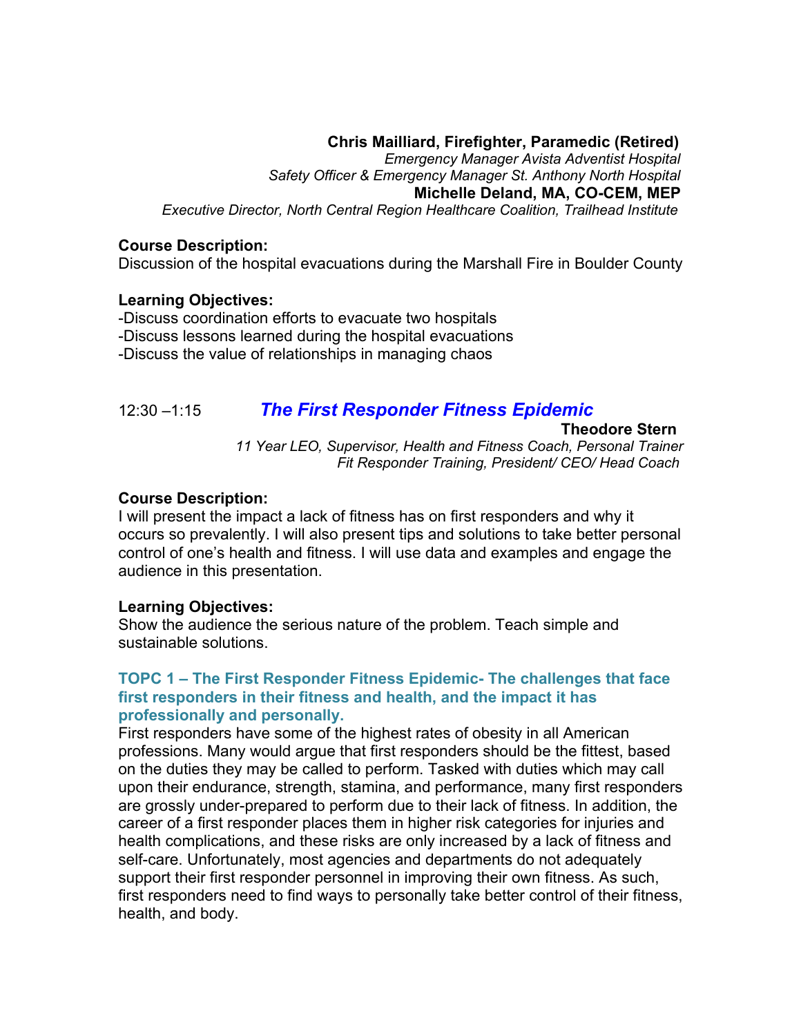**Chris Mailliard, Firefighter, Paramedic (Retired)**
*Emergency Manager Avista Adventist Hospital*
*Safety Officer & Emergency Manager St. Anthony North Hospital*
**Michelle Deland, MA, CO-CEM, MEP**
*Executive Director, North Central Region Healthcare Coalition, Trailhead Institute*

**Course Description:**
Discussion of the hospital evacuations during the Marshall Fire in Boulder County

**Learning Objectives:**
-Discuss coordination efforts to evacuate two hospitals
-Discuss lessons learned during the hospital evacuations
-Discuss the value of relationships in managing chaos

## 12:30 –1:15 *The First Responder Fitness Epidemic*

**Theodore Stern**
*11 Year LEO, Supervisor, Health and Fitness Coach, Personal Trainer*
*Fit Responder Training, President/ CEO/ Head Coach*

**Course Description:**
I will present the impact a lack of fitness has on first responders and why it occurs so prevalently. I will also present tips and solutions to take better personal control of one's health and fitness. I will use data and examples and engage the audience in this presentation.

**Learning Objectives:**
Show the audience the serious nature of the problem. Teach simple and sustainable solutions.

### TOPC 1 – The First Responder Fitness Epidemic- The challenges that face first responders in their fitness and health, and the impact it has professionally and personally.

First responders have some of the highest rates of obesity in all American professions. Many would argue that first responders should be the fittest, based on the duties they may be called to perform. Tasked with duties which may call upon their endurance, strength, stamina, and performance, many first responders are grossly under-prepared to perform due to their lack of fitness. In addition, the career of a first responder places them in higher risk categories for injuries and health complications, and these risks are only increased by a lack of fitness and self-care. Unfortunately, most agencies and departments do not adequately support their first responder personnel in improving their own fitness. As such, first responders need to find ways to personally take better control of their fitness, health, and body.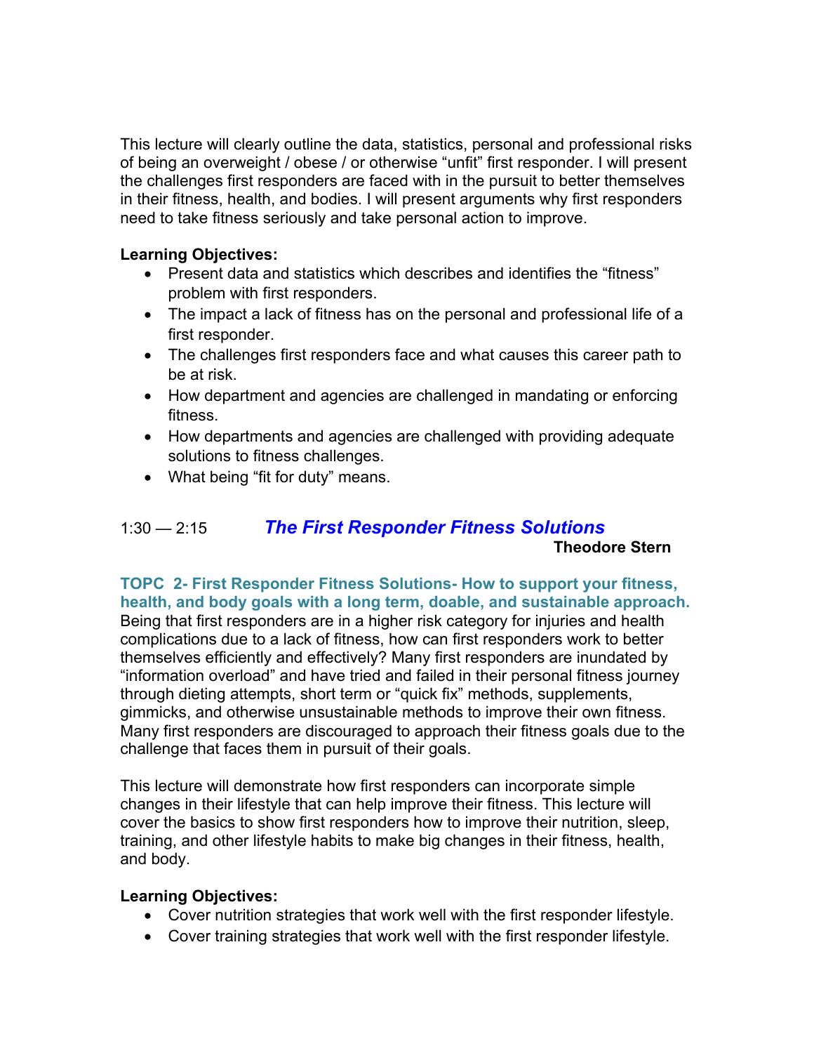This lecture will clearly outline the data, statistics, personal and professional risks of being an overweight / obese / or otherwise "unfit" first responder. I will present the challenges first responders are faced with in the pursuit to better themselves in their fitness, health, and bodies. I will present arguments why first responders need to take fitness seriously and take personal action to improve.

**Learning Objectives:**

- Present data and statistics which describes and identifies the "fitness" problem with first responders.
- The impact a lack of fitness has on the personal and professional life of a first responder.
- The challenges first responders face and what causes this career path to be at risk.
- How department and agencies are challenged in mandating or enforcing fitness.
- How departments and agencies are challenged with providing adequate solutions to fitness challenges.
- What being "fit for duty" means.

1:30 — 2:15 ***The First Responder Fitness Solutions***

**Theodore Stern**

**TOPC 2- First Responder Fitness Solutions- How to support your fitness, health, and body goals with a long term, doable, and sustainable approach.**

Being that first responders are in a higher risk category for injuries and health complications due to a lack of fitness, how can first responders work to better themselves efficiently and effectively? Many first responders are inundated by "information overload" and have tried and failed in their personal fitness journey through dieting attempts, short term or "quick fix" methods, supplements, gimmicks, and otherwise unsustainable methods to improve their own fitness. Many first responders are discouraged to approach their fitness goals due to the challenge that faces them in pursuit of their goals.

This lecture will demonstrate how first responders can incorporate simple changes in their lifestyle that can help improve their fitness. This lecture will cover the basics to show first responders how to improve their nutrition, sleep, training, and other lifestyle habits to make big changes in their fitness, health, and body.

**Learning Objectives:**

- Cover nutrition strategies that work well with the first responder lifestyle.
- Cover training strategies that work well with the first responder lifestyle.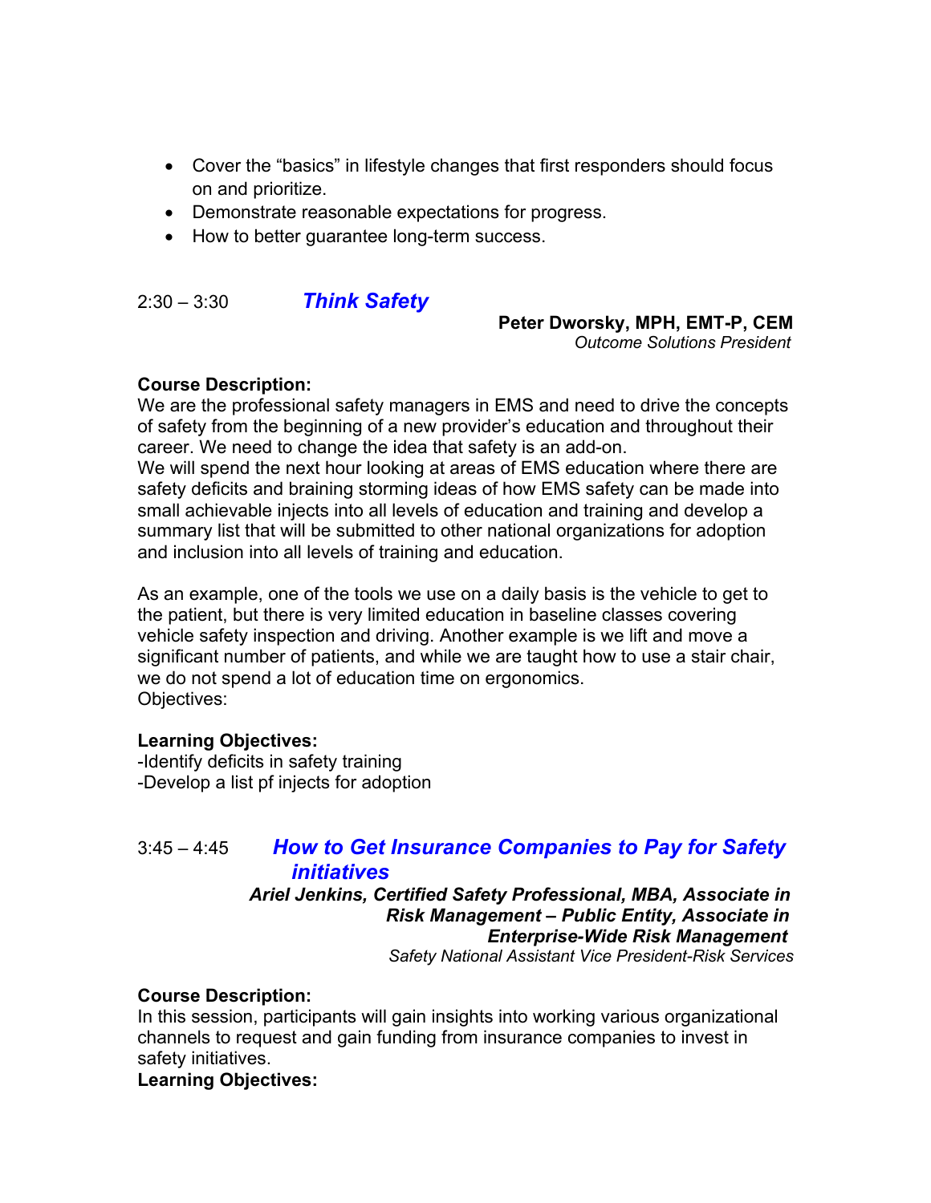- Cover the "basics" in lifestyle changes that first responders should focus on and prioritize.
- Demonstrate reasonable expectations for progress.
- How to better guarantee long-term success.

## 2:30 – 3:30 *Think Safety*

**Peter Dworsky, MPH, EMT-P, CEM**
*Outcome Solutions President*

**Course Description:**
We are the professional safety managers in EMS and need to drive the concepts of safety from the beginning of a new provider's education and throughout their career. We need to change the idea that safety is an add-on.
We will spend the next hour looking at areas of EMS education where there are safety deficits and braining storming ideas of how EMS safety can be made into small achievable injects into all levels of education and training and develop a summary list that will be submitted to other national organizations for adoption and inclusion into all levels of training and education.

As an example, one of the tools we use on a daily basis is the vehicle to get to the patient, but there is very limited education in baseline classes covering vehicle safety inspection and driving. Another example is we lift and move a significant number of patients, and while we are taught how to use a stair chair, we do not spend a lot of education time on ergonomics.
Objectives:

**Learning Objectives:**
-Identify deficits in safety training
-Develop a list pf injects for adoption

## 3:45 – 4:45 *How to Get Insurance Companies to Pay for Safety initiatives*

***Ariel Jenkins, Certified Safety Professional, MBA, Associate in Risk Management – Public Entity, Associate in Enterprise-Wide Risk Management***
*Safety National Assistant Vice President-Risk Services*

**Course Description:**
In this session, participants will gain insights into working various organizational channels to request and gain funding from insurance companies to invest in safety initiatives.
**Learning Objectives:**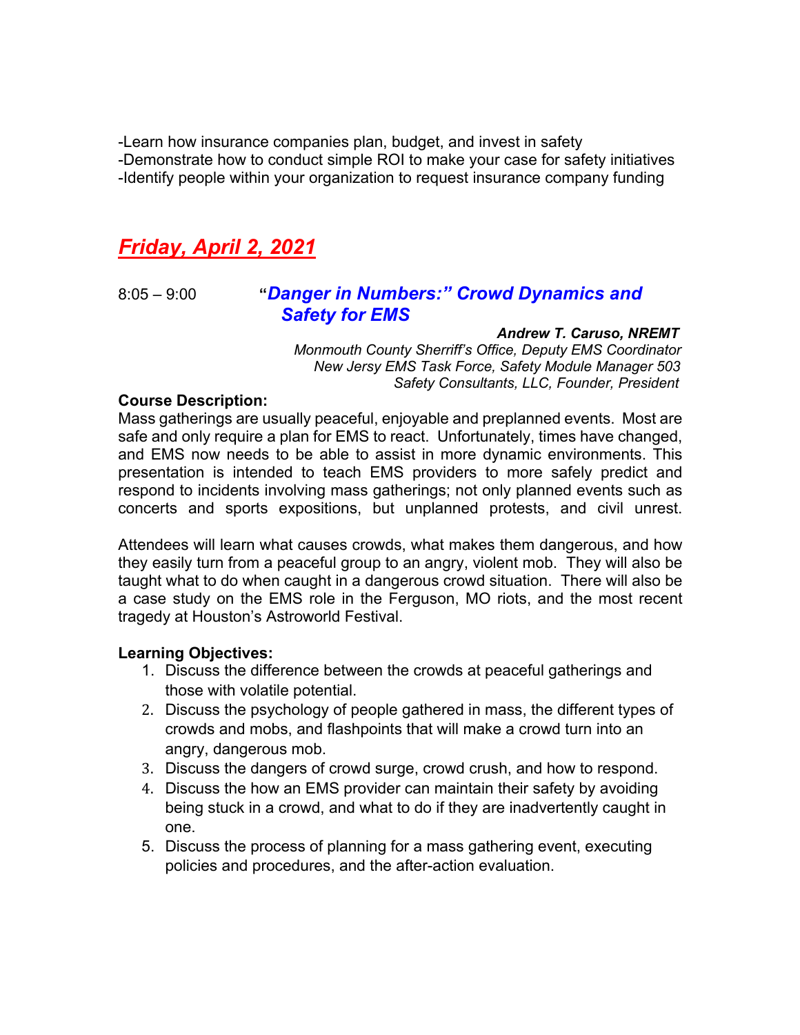-Learn how insurance companies plan, budget, and invest in safety
-Demonstrate how to conduct simple ROI to make your case for safety initiatives
-Identify people within your organization to request insurance company funding

## *Friday, April 2, 2021*

8:05 – 9:00 **"*Danger in Numbers:" Crowd Dynamics and Safety for EMS***

***Andrew T. Caruso, NREMT***
*Monmouth County Sherriff's Office, Deputy EMS Coordinator*
*New Jersy EMS Task Force, Safety Module Manager 503*
*Safety Consultants, LLC, Founder, President*

**Course Description:**
Mass gatherings are usually peaceful, enjoyable and preplanned events. Most are safe and only require a plan for EMS to react. Unfortunately, times have changed, and EMS now needs to be able to assist in more dynamic environments. This presentation is intended to teach EMS providers to more safely predict and respond to incidents involving mass gatherings; not only planned events such as concerts and sports expositions, but unplanned protests, and civil unrest.

Attendees will learn what causes crowds, what makes them dangerous, and how they easily turn from a peaceful group to an angry, violent mob. They will also be taught what to do when caught in a dangerous crowd situation. There will also be a case study on the EMS role in the Ferguson, MO riots, and the most recent tragedy at Houston's Astroworld Festival.

**Learning Objectives:**

1. Discuss the difference between the crowds at peaceful gatherings and those with volatile potential.
2. Discuss the psychology of people gathered in mass, the different types of crowds and mobs, and flashpoints that will make a crowd turn into an angry, dangerous mob.
3. Discuss the dangers of crowd surge, crowd crush, and how to respond.
4. Discuss the how an EMS provider can maintain their safety by avoiding being stuck in a crowd, and what to do if they are inadvertently caught in one.
5. Discuss the process of planning for a mass gathering event, executing policies and procedures, and the after-action evaluation.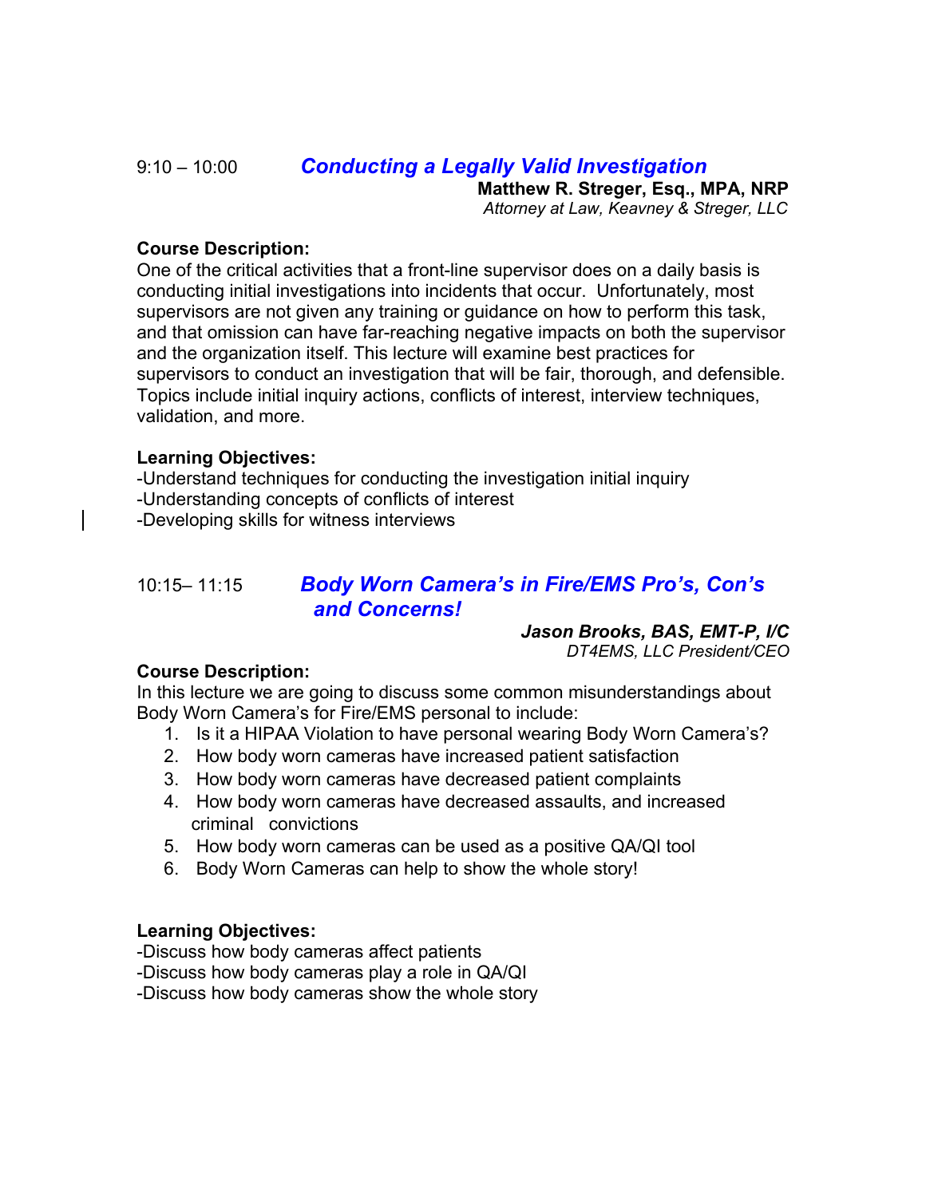9:10 – 10:00 ***Conducting a Legally Valid Investigation***

**Matthew R. Streger, Esq., MPA, NRP**
*Attorney at Law, Keavney & Streger, LLC*

**Course Description:**
One of the critical activities that a front-line supervisor does on a daily basis is conducting initial investigations into incidents that occur. Unfortunately, most supervisors are not given any training or guidance on how to perform this task, and that omission can have far-reaching negative impacts on both the supervisor and the organization itself. This lecture will examine best practices for supervisors to conduct an investigation that will be fair, thorough, and defensible. Topics include initial inquiry actions, conflicts of interest, interview techniques, validation, and more.

**Learning Objectives:**
-Understand techniques for conducting the investigation initial inquiry
-Understanding concepts of conflicts of interest
-Developing skills for witness interviews

10:15– 11:15 ***Body Worn Camera's in Fire/EMS Pro's, Con's and Concerns!***

***Jason Brooks, BAS, EMT-P, I/C***
*DT4EMS, LLC President/CEO*

**Course Description:**
In this lecture we are going to discuss some common misunderstandings about Body Worn Camera's for Fire/EMS personal to include:

1. Is it a HIPAA Violation to have personal wearing Body Worn Camera's?
2. How body worn cameras have increased patient satisfaction
3. How body worn cameras have decreased patient complaints
4. How body worn cameras have decreased assaults, and increased criminal convictions
5. How body worn cameras can be used as a positive QA/QI tool
6. Body Worn Cameras can help to show the whole story!

**Learning Objectives:**
-Discuss how body cameras affect patients
-Discuss how body cameras play a role in QA/QI
-Discuss how body cameras show the whole story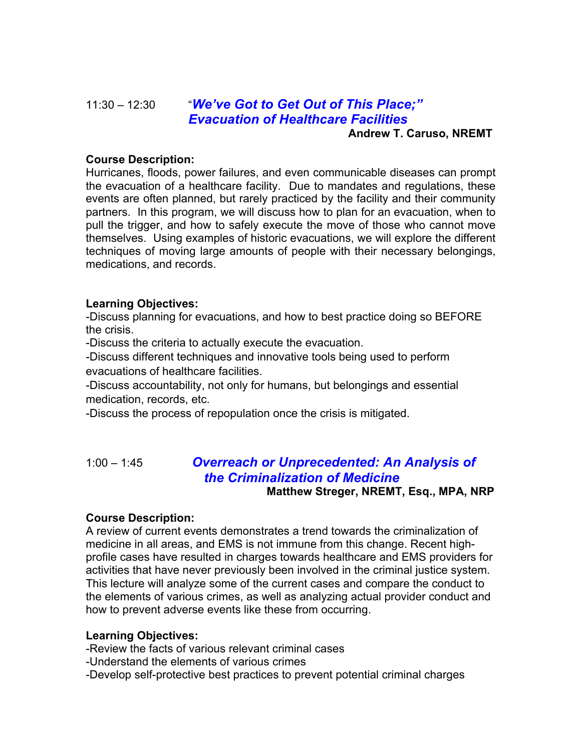## 11:30 – 12:30 "*We've Got to Get Out of This Place;" Evacuation of Healthcare Facilities*

**Andrew T. Caruso, NREMT**

**Course Description:**

Hurricanes, floods, power failures, and even communicable diseases can prompt the evacuation of a healthcare facility. Due to mandates and regulations, these events are often planned, but rarely practiced by the facility and their community partners. In this program, we will discuss how to plan for an evacuation, when to pull the trigger, and how to safely execute the move of those who cannot move themselves. Using examples of historic evacuations, we will explore the different techniques of moving large amounts of people with their necessary belongings, medications, and records.

**Learning Objectives:**

-Discuss planning for evacuations, and how to best practice doing so BEFORE the crisis.

-Discuss the criteria to actually execute the evacuation.

-Discuss different techniques and innovative tools being used to perform evacuations of healthcare facilities.

-Discuss accountability, not only for humans, but belongings and essential medication, records, etc.

-Discuss the process of repopulation once the crisis is mitigated.

## 1:00 – 1:45 *Overreach or Unprecedented: An Analysis of the Criminalization of Medicine*

**Matthew Streger, NREMT, Esq., MPA, NRP**

**Course Description:**

A review of current events demonstrates a trend towards the criminalization of medicine in all areas, and EMS is not immune from this change. Recent high-profile cases have resulted in charges towards healthcare and EMS providers for activities that have never previously been involved in the criminal justice system. This lecture will analyze some of the current cases and compare the conduct to the elements of various crimes, as well as analyzing actual provider conduct and how to prevent adverse events like these from occurring.

**Learning Objectives:**

-Review the facts of various relevant criminal cases

-Understand the elements of various crimes

-Develop self-protective best practices to prevent potential criminal charges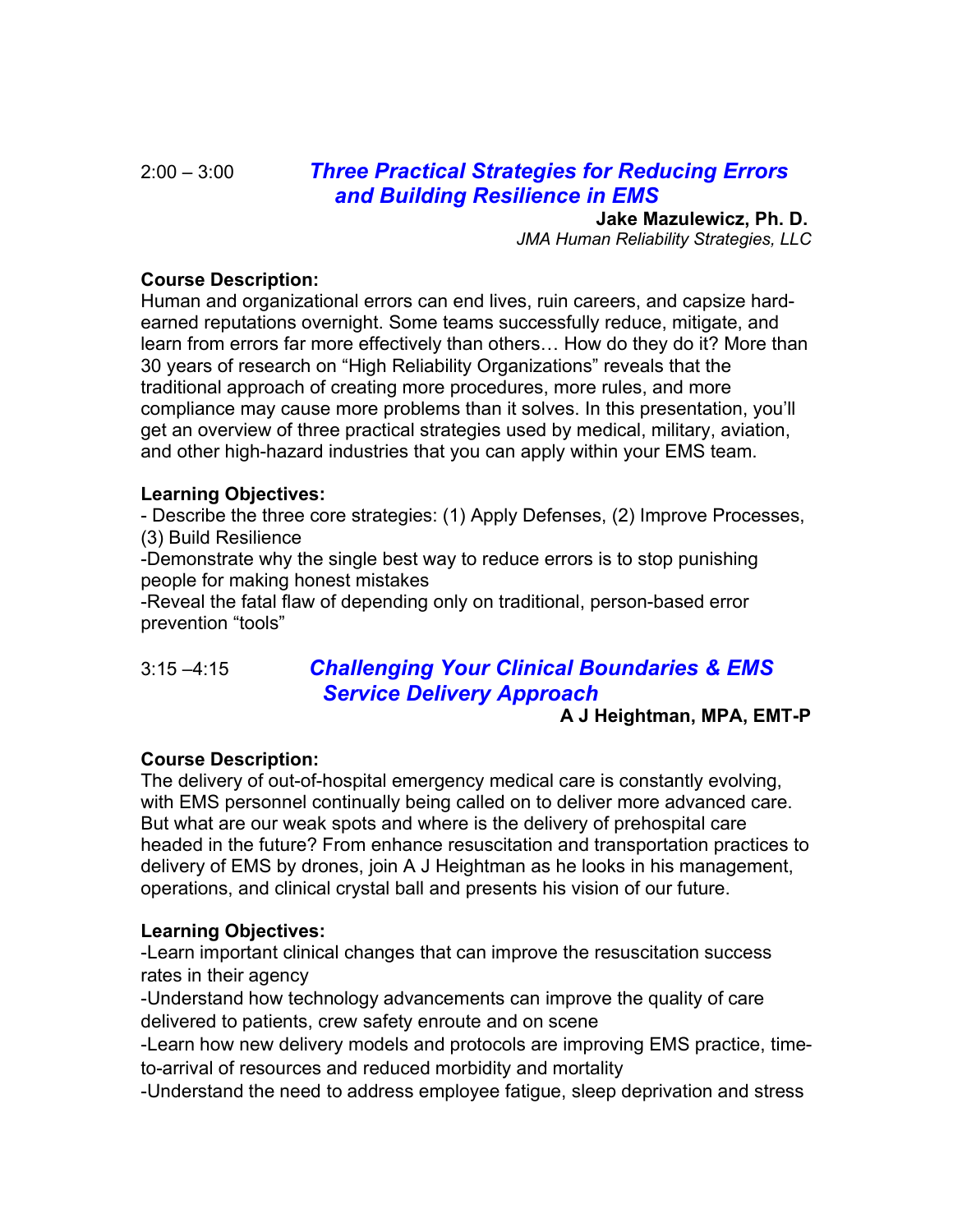2:00 – 3:00

## *Three Practical Strategies for Reducing Errors and Building Resilience in EMS*

**Jake Mazulewicz, Ph. D.**
*JMA Human Reliability Strategies, LLC*

**Course Description:**
Human and organizational errors can end lives, ruin careers, and capsize hard-earned reputations overnight. Some teams successfully reduce, mitigate, and learn from errors far more effectively than others… How do they do it? More than 30 years of research on "High Reliability Organizations" reveals that the traditional approach of creating more procedures, more rules, and more compliance may cause more problems than it solves. In this presentation, you'll get an overview of three practical strategies used by medical, military, aviation, and other high-hazard industries that you can apply within your EMS team.

**Learning Objectives:**
- Describe the three core strategies: (1) Apply Defenses, (2) Improve Processes, (3) Build Resilience
-Demonstrate why the single best way to reduce errors is to stop punishing people for making honest mistakes
-Reveal the fatal flaw of depending only on traditional, person-based error prevention "tools"

3:15 –4:15

## *Challenging Your Clinical Boundaries & EMS Service Delivery Approach*

**A J Heightman, MPA, EMT-P**

**Course Description:**
The delivery of out-of-hospital emergency medical care is constantly evolving, with EMS personnel continually being called on to deliver more advanced care. But what are our weak spots and where is the delivery of prehospital care headed in the future? From enhance resuscitation and transportation practices to delivery of EMS by drones, join A J Heightman as he looks in his management, operations, and clinical crystal ball and presents his vision of our future.

**Learning Objectives:**
-Learn important clinical changes that can improve the resuscitation success rates in their agency
-Understand how technology advancements can improve the quality of care delivered to patients, crew safety enroute and on scene
-Learn how new delivery models and protocols are improving EMS practice, time-to-arrival of resources and reduced morbidity and mortality
-Understand the need to address employee fatigue, sleep deprivation and stress